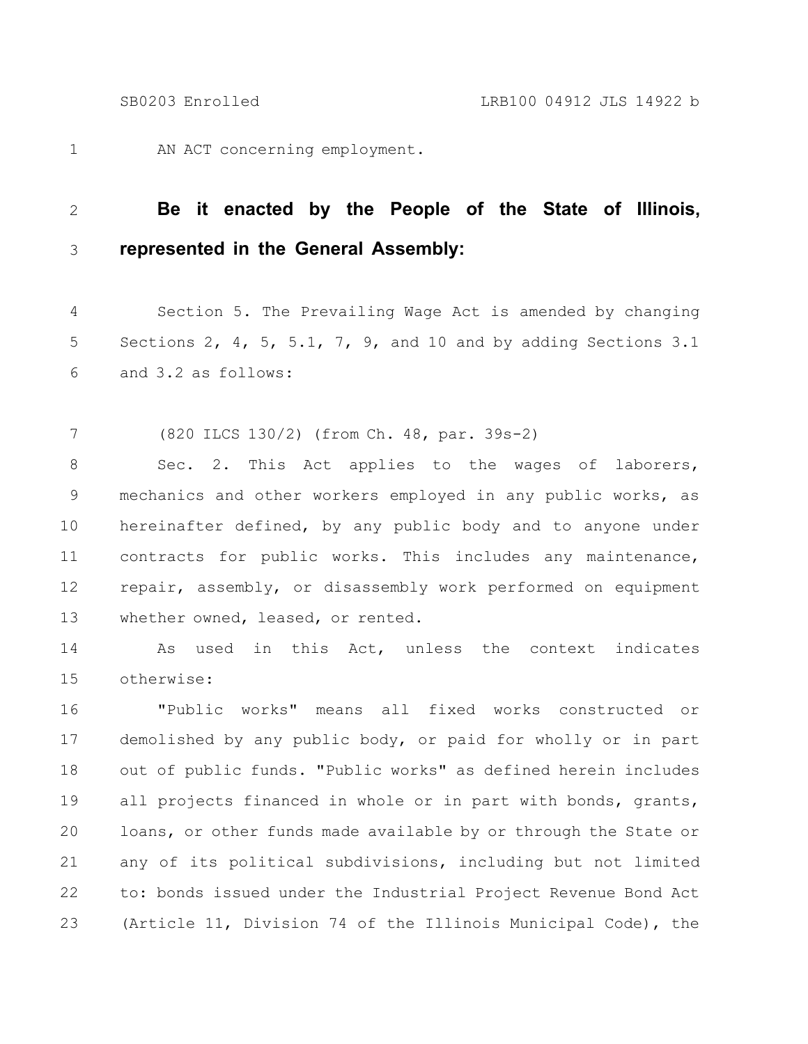AN ACT concerning employment.

**Be it enacted by the People of the State of Illinois, represented in the General Assembly:**

Section 5. The Prevailing Wage Act is amended by changing Sections 2, 4, 5, 5.1, 7, 9, and 10 and by adding Sections 3.1 and 3.2 as follows:

(820 ILCS 130/2) (from Ch. 48, par. 39s-2)

Sec. 2. This Act applies to the wages of laborers, mechanics and other workers employed in any public works, as hereinafter defined, by any public body and to anyone under contracts for public works. This includes any maintenance, repair, assembly, or disassembly work performed on equipment whether owned, leased, or rented.

As used in this Act, unless the context indicates otherwise:

"Public works" means all fixed works constructed or demolished by any public body, or paid for wholly or in part out of public funds. "Public works" as defined herein includes all projects financed in whole or in part with bonds, grants, loans, or other funds made available by or through the State or any of its political subdivisions, including but not limited to: bonds issued under the Industrial Project Revenue Bond Act (Article 11, Division 74 of the Illinois Municipal Code), the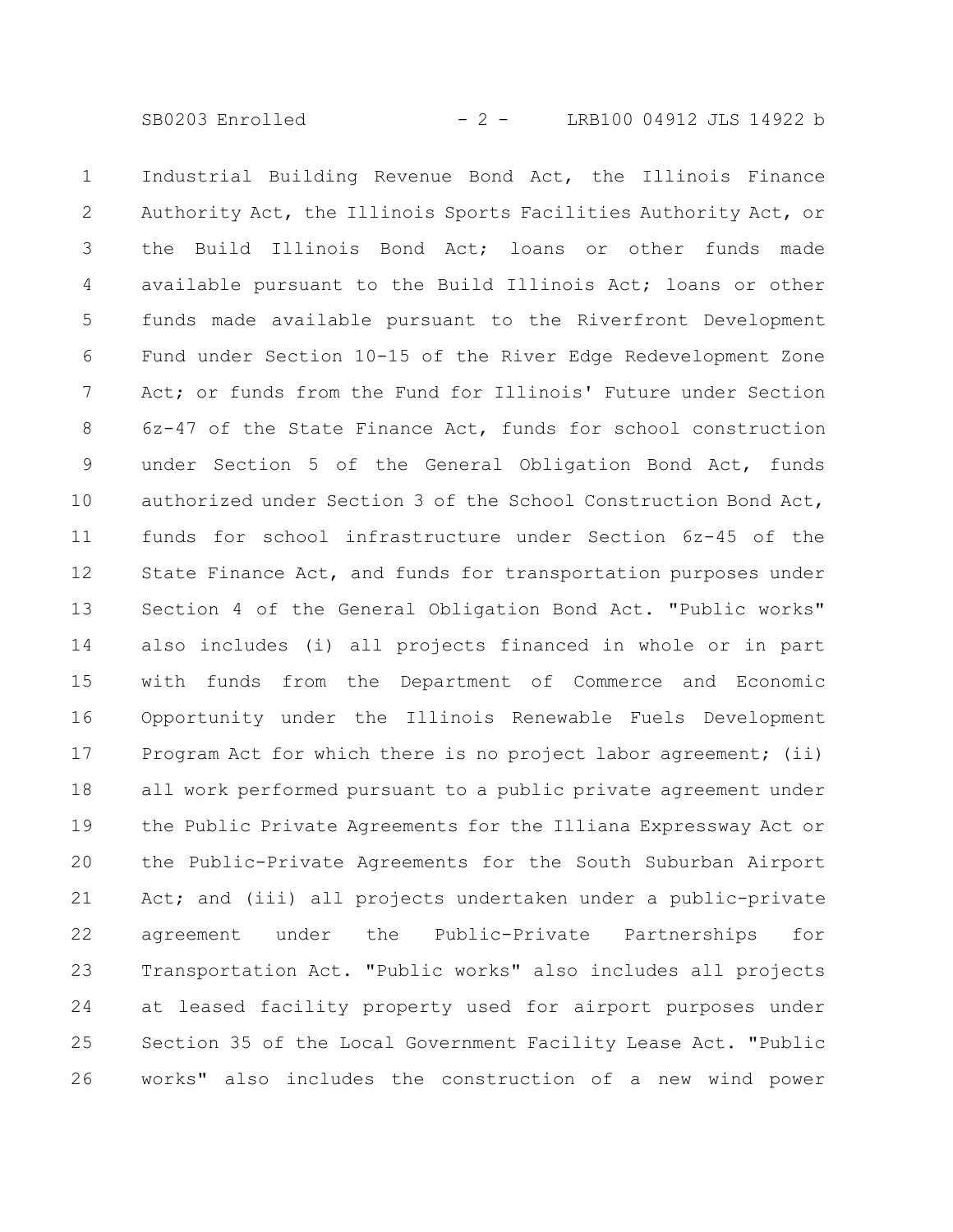Industrial Building Revenue Bond Act, the Illinois Finance Authority Act, the Illinois Sports Facilities Authority Act, or the Build Illinois Bond Act; loans or other funds made available pursuant to the Build Illinois Act; loans or other funds made available pursuant to the Riverfront Development Fund under Section 10-15 of the River Edge Redevelopment Zone Act; or funds from the Fund for Illinois' Future under Section 6z-47 of the State Finance Act, funds for school construction under Section 5 of the General Obligation Bond Act, funds authorized under Section 3 of the School Construction Bond Act, funds for school infrastructure under Section 6z-45 of the State Finance Act, and funds for transportation purposes under Section 4 of the General Obligation Bond Act. "Public works" also includes (i) all projects financed in whole or in part with funds from the Department of Commerce and Economic Opportunity under the Illinois Renewable Fuels Development Program Act for which there is no project labor agreement; (ii) all work performed pursuant to a public private agreement under the Public Private Agreements for the Illiana Expressway Act or the Public-Private Agreements for the South Suburban Airport Act; and (iii) all projects undertaken under a public-private agreement under the Public-Private Partnerships for Transportation Act. "Public works" also includes all projects at leased facility property used for airport purposes under Section 35 of the Local Government Facility Lease Act. "Public works" also includes the construction of a new wind power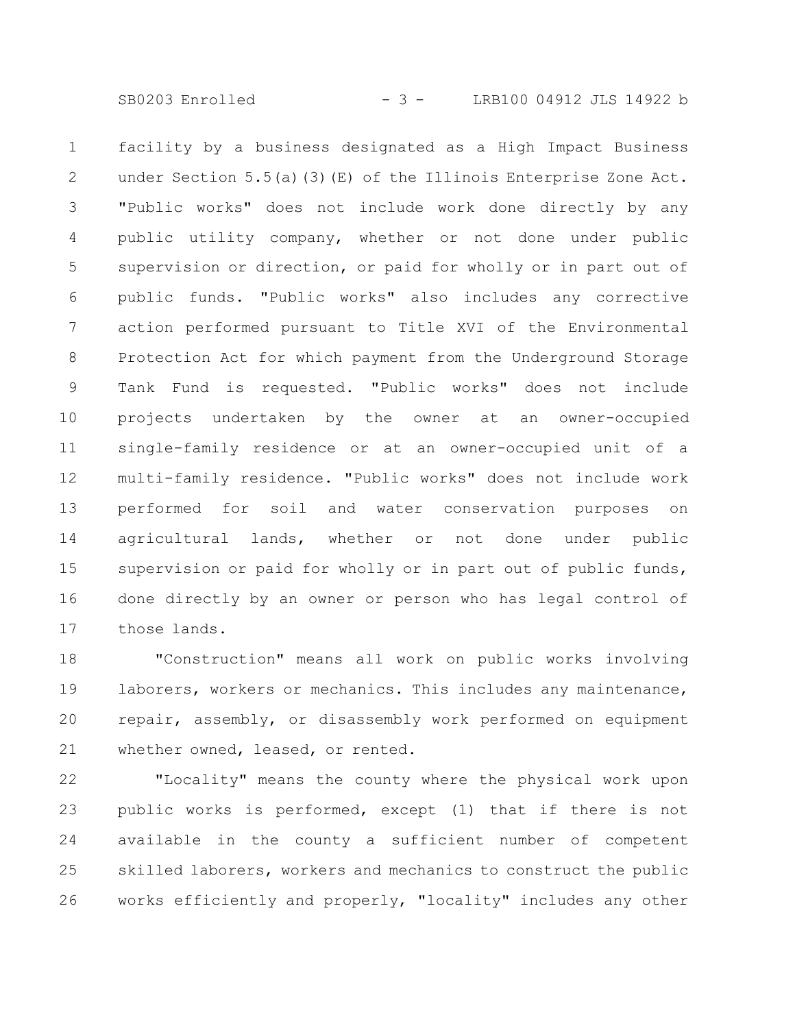facility by a business designated as a High Impact Business under Section 5.5(a)(3)(E) of the Illinois Enterprise Zone Act. "Public works" does not include work done directly by any public utility company, whether or not done under public supervision or direction, or paid for wholly or in part out of public funds. "Public works" also includes any corrective action performed pursuant to Title XVI of the Environmental Protection Act for which payment from the Underground Storage Tank Fund is requested. "Public works" does not include projects undertaken by the owner at an owner-occupied single-family residence or at an owner-occupied unit of a multi-family residence. "Public works" does not include work performed for soil and water conservation purposes on agricultural lands, whether or not done under public supervision or paid for wholly or in part out of public funds, done directly by an owner or person who has legal control of those lands.

"Construction" means all work on public works involving laborers, workers or mechanics. This includes any maintenance, repair, assembly, or disassembly work performed on equipment whether owned, leased, or rented.

"Locality" means the county where the physical work upon public works is performed, except (1) that if there is not available in the county a sufficient number of competent skilled laborers, workers and mechanics to construct the public works efficiently and properly, "locality" includes any other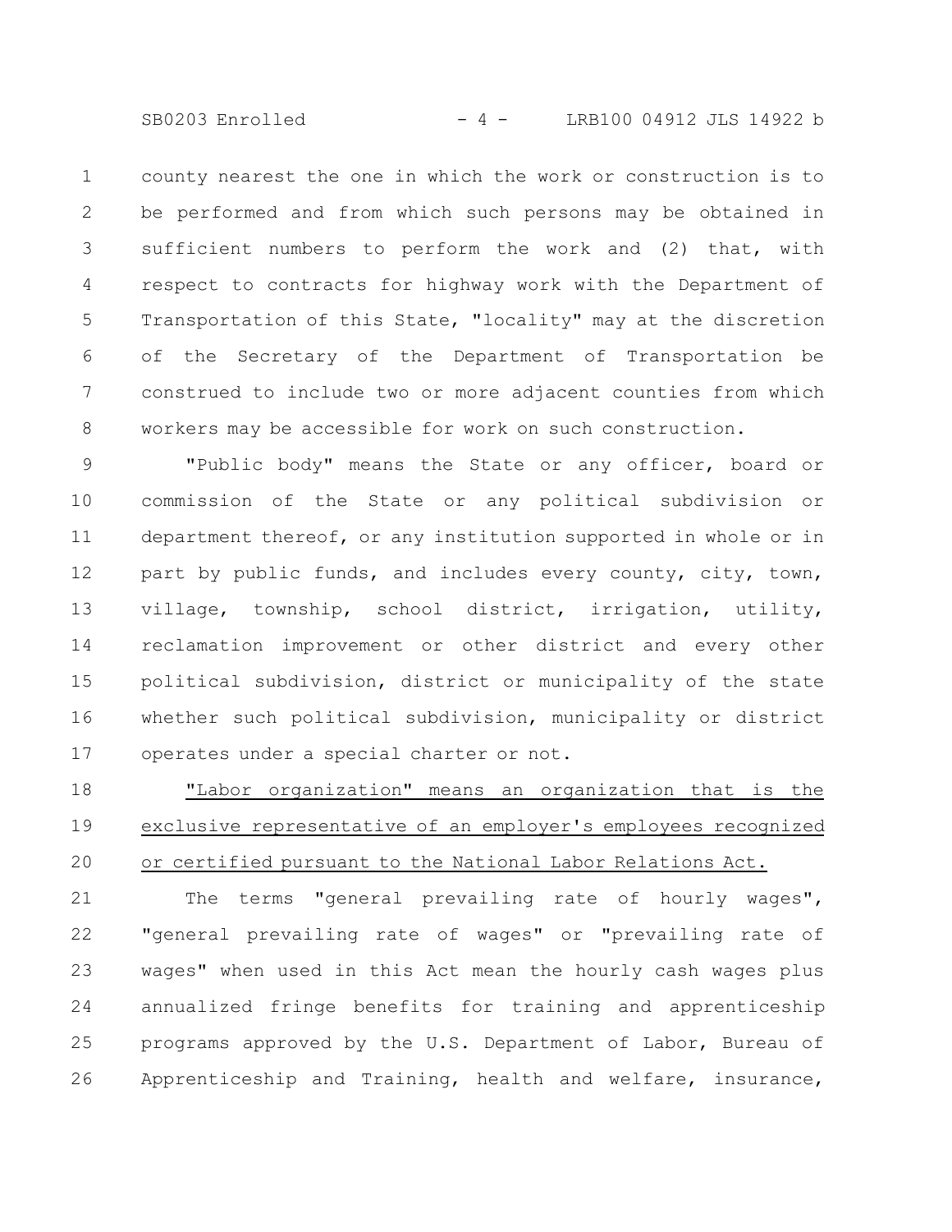county nearest the one in which the work or construction is to be performed and from which such persons may be obtained in sufficient numbers to perform the work and (2) that, with respect to contracts for highway work with the Department of Transportation of this State, "locality" may at the discretion of the Secretary of the Department of Transportation be construed to include two or more adjacent counties from which workers may be accessible for work on such construction.

"Public body" means the State or any officer, board or commission of the State or any political subdivision or department thereof, or any institution supported in whole or in part by public funds, and includes every county, city, town, village, township, school district, irrigation, utility, reclamation improvement or other district and every other political subdivision, district or municipality of the state whether such political subdivision, municipality or district operates under a special charter or not.

<u>"Labor organization" means an organization that is the exclusive representative of an employer's employees recognized or certified pursuant to the National Labor Relations Act.</u>

The terms "general prevailing rate of hourly wages", "general prevailing rate of wages" or "prevailing rate of wages" when used in this Act mean the hourly cash wages plus annualized fringe benefits for training and apprenticeship programs approved by the U.S. Department of Labor, Bureau of Apprenticeship and Training, health and welfare, insurance,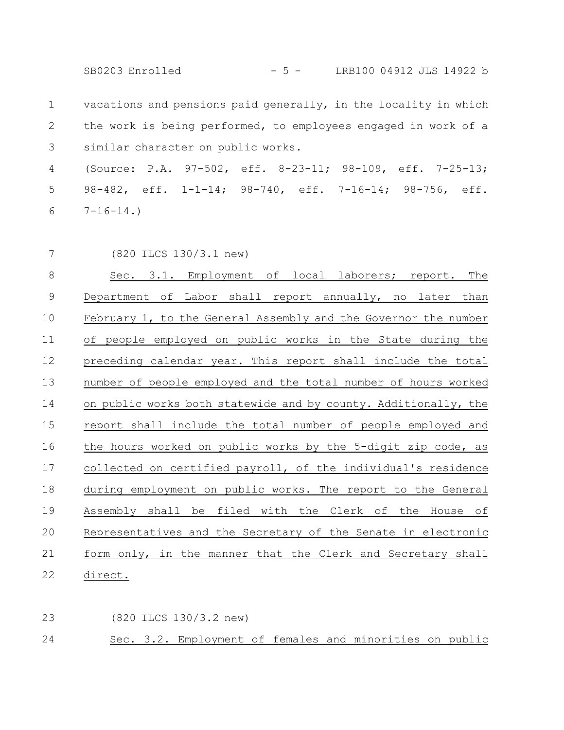vacations and pensions paid generally, in the locality in which the work is being performed, to employees engaged in work of a similar character on public works.

(Source: P.A. 97-502, eff. 8-23-11; 98-109, eff. 7-25-13; 98-482, eff. 1-1-14; 98-740, eff. 7-16-14; 98-756, eff. 7-16-14.)

(820 ILCS 130/3.1 new)

Sec. 3.1. Employment of local laborers; report. The Department of Labor shall report annually, no later than February 1, to the General Assembly and the Governor the number of people employed on public works in the State during the preceding calendar year. This report shall include the total number of people employed and the total number of hours worked on public works both statewide and by county. Additionally, the report shall include the total number of people employed and the hours worked on public works by the 5-digit zip code, as collected on certified payroll, of the individual's residence during employment on public works. The report to the General Assembly shall be filed with the Clerk of the House of Representatives and the Secretary of the Senate in electronic form only, in the manner that the Clerk and Secretary shall direct.

(820 ILCS 130/3.2 new)

Sec. 3.2. Employment of females and minorities on public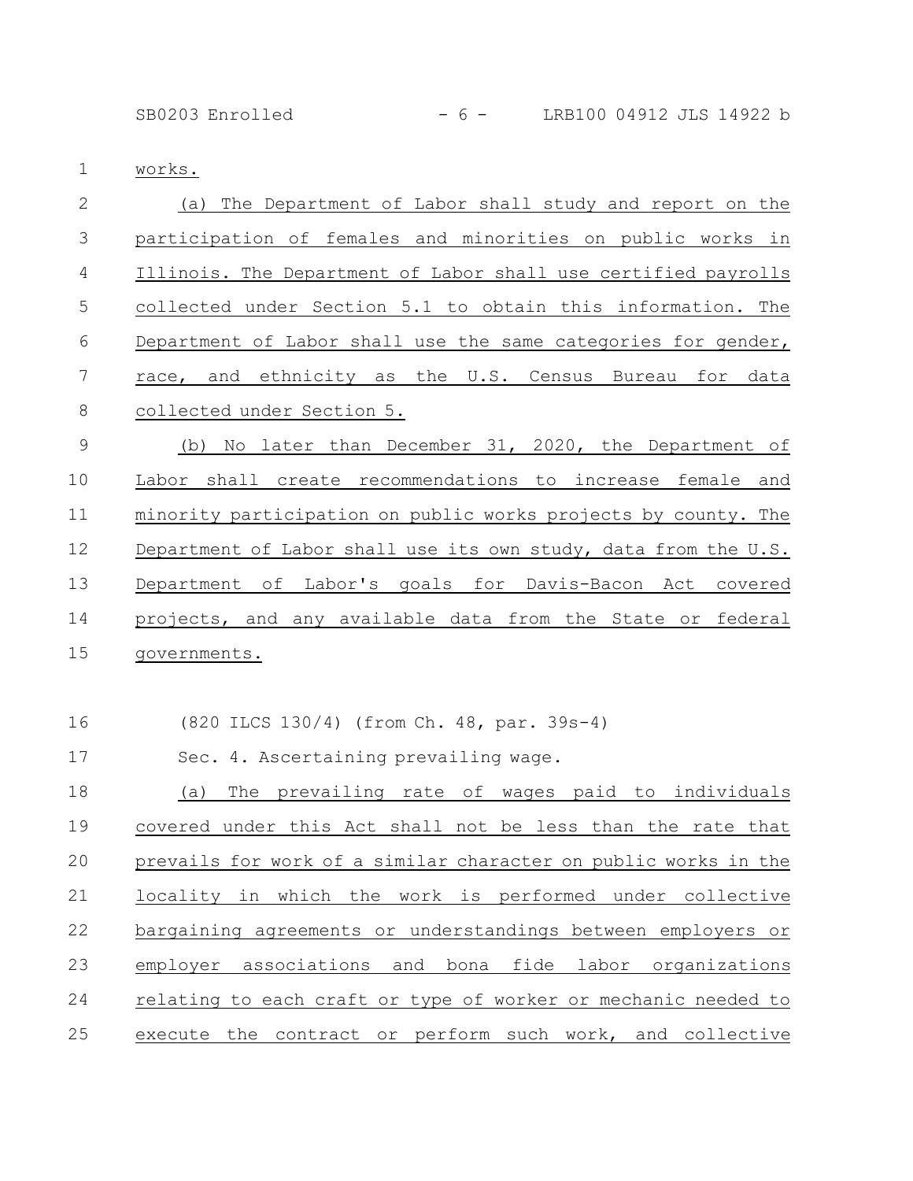works.

(a) The Department of Labor shall study and report on the participation of females and minorities on public works in Illinois. The Department of Labor shall use certified payrolls collected under Section 5.1 to obtain this information. The Department of Labor shall use the same categories for gender, race, and ethnicity as the U.S. Census Bureau for data collected under Section 5.

(b) No later than December 31, 2020, the Department of Labor shall create recommendations to increase female and minority participation on public works projects by county. The Department of Labor shall use its own study, data from the U.S. Department of Labor's goals for Davis-Bacon Act covered projects, and any available data from the State or federal governments.

(820 ILCS 130/4) (from Ch. 48, par. 39s-4)

Sec. 4. Ascertaining prevailing wage.

(a) The prevailing rate of wages paid to individuals covered under this Act shall not be less than the rate that prevails for work of a similar character on public works in the locality in which the work is performed under collective bargaining agreements or understandings between employers or employer associations and bona fide labor organizations relating to each craft or type of worker or mechanic needed to execute the contract or perform such work, and collective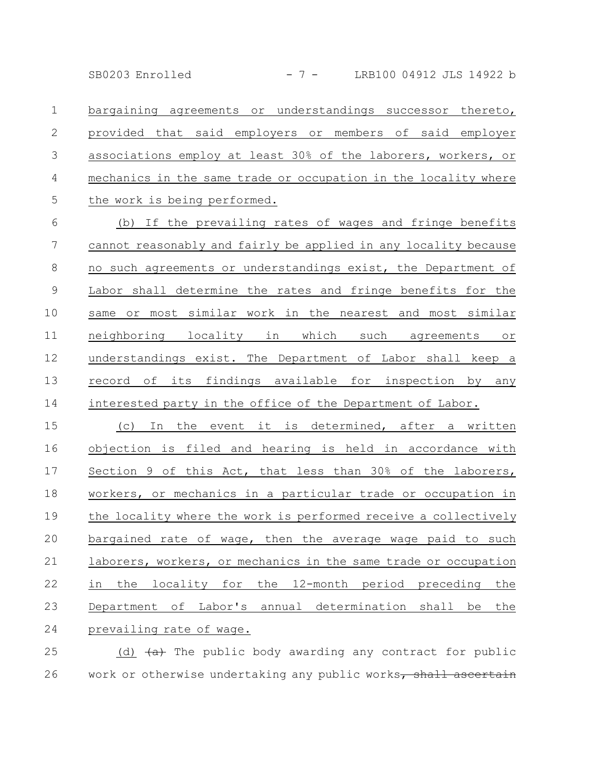bargaining agreements or understandings successor thereto, provided that said employers or members of said employer associations employ at least 30% of the laborers, workers, or mechanics in the same trade or occupation in the locality where the work is being performed.

(b) If the prevailing rates of wages and fringe benefits cannot reasonably and fairly be applied in any locality because no such agreements or understandings exist, the Department of Labor shall determine the rates and fringe benefits for the same or most similar work in the nearest and most similar neighboring locality in which such agreements or understandings exist. The Department of Labor shall keep a record of its findings available for inspection by any interested party in the office of the Department of Labor.

(c) In the event it is determined, after a written objection is filed and hearing is held in accordance with Section 9 of this Act, that less than 30% of the laborers, workers, or mechanics in a particular trade or occupation in the locality where the work is performed receive a collectively bargained rate of wage, then the average wage paid to such laborers, workers, or mechanics in the same trade or occupation in the locality for the 12-month period preceding the Department of Labor's annual determination shall be the prevailing rate of wage.

(d) ~~(a)~~ The public body awarding any contract for public work or otherwise undertaking any public works~~, shall ascertain~~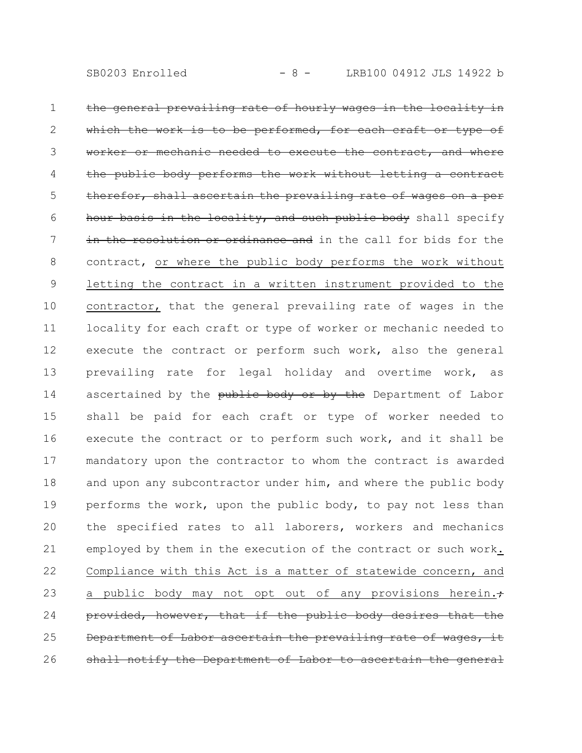~~the general prevailing rate of hourly wages in the locality in which the work is to be performed, for each craft or type of worker or mechanic needed to execute the contract, and where the public body performs the work without letting a contract therefor, shall ascertain the prevailing rate of wages on a per hour basis in the locality, and such public body~~ shall specify ~~in the resolution or ordinance and~~ in the call for bids for the contract, <u>or where the public body performs the work without letting the contract in a written instrument provided to the contractor,</u> that the general prevailing rate of wages in the locality for each craft or type of worker or mechanic needed to execute the contract or perform such work, also the general prevailing rate for legal holiday and overtime work, as ascertained by the ~~public body or by the~~ Department of Labor shall be paid for each craft or type of worker needed to execute the contract or to perform such work, and it shall be mandatory upon the contractor to whom the contract is awarded and upon any subcontractor under him, and where the public body performs the work, upon the public body, to pay not less than the specified rates to all laborers, workers and mechanics employed by them in the execution of the contract or such work<u>. Compliance with this Act is a matter of statewide concern, and a public body may not opt out of any provisions herein.</u>~~; provided, however, that if the public body desires that the Department of Labor ascertain the prevailing rate of wages, it shall notify the Department of Labor to ascertain the general~~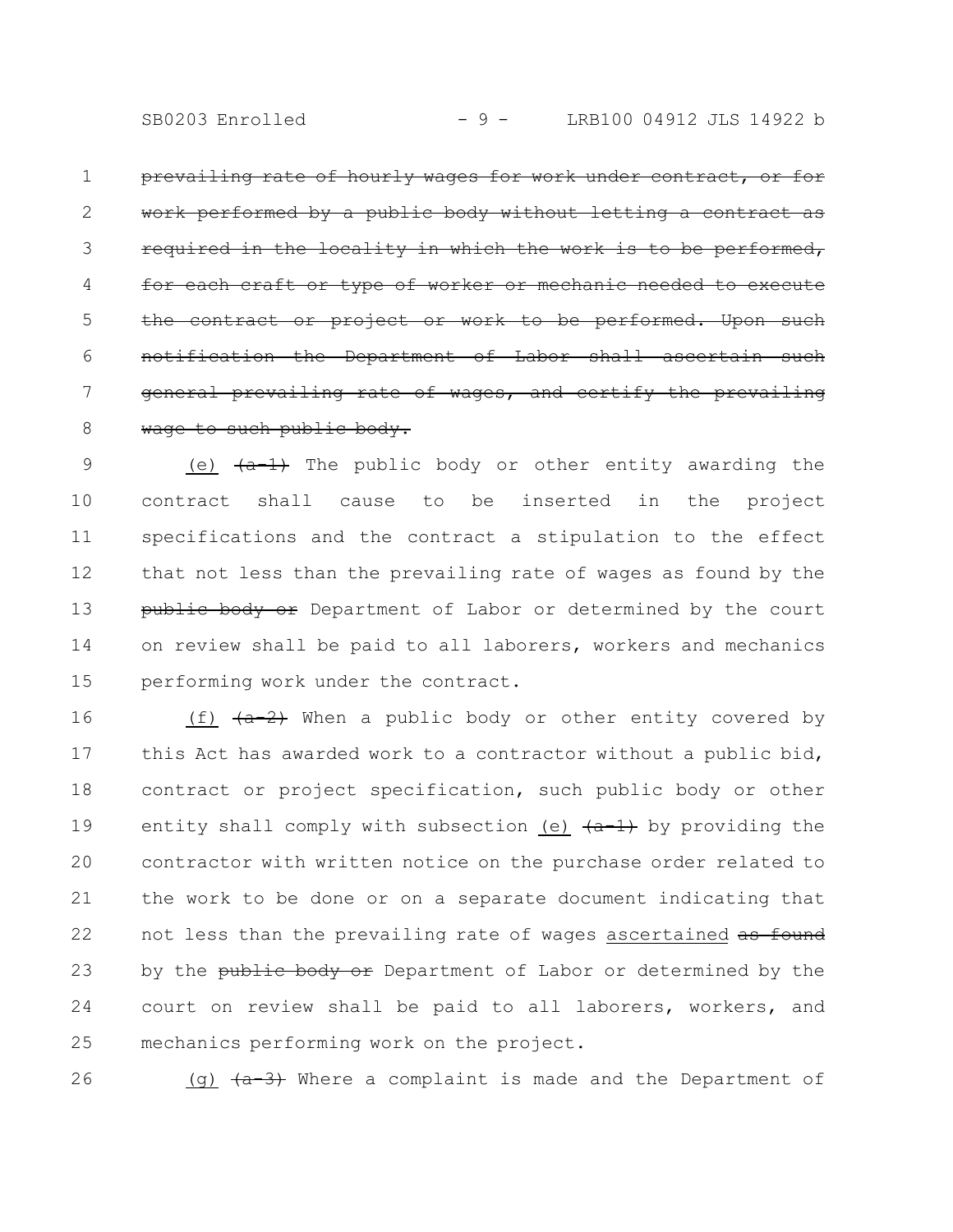~~prevailing rate of hourly wages for work under contract, or for work performed by a public body without letting a contract as required in the locality in which the work is to be performed, for each craft or type of worker or mechanic needed to execute the contract or project or work to be performed. Upon such notification the Department of Labor shall ascertain such general prevailing rate of wages, and certify the prevailing wage to such public body.~~

(e) ~~(a-1)~~ The public body or other entity awarding the contract shall cause to be inserted in the project specifications and the contract a stipulation to the effect that not less than the prevailing rate of wages as found by the ~~public body or~~ Department of Labor or determined by the court on review shall be paid to all laborers, workers and mechanics performing work under the contract.

(f) ~~(a-2)~~ When a public body or other entity covered by this Act has awarded work to a contractor without a public bid, contract or project specification, such public body or other entity shall comply with subsection (e) ~~(a-1)~~ by providing the contractor with written notice on the purchase order related to the work to be done or on a separate document indicating that not less than the prevailing rate of wages ascertained ~~as found~~ by the ~~public body or~~ Department of Labor or determined by the court on review shall be paid to all laborers, workers, and mechanics performing work on the project.

(g) ~~(a-3)~~ Where a complaint is made and the Department of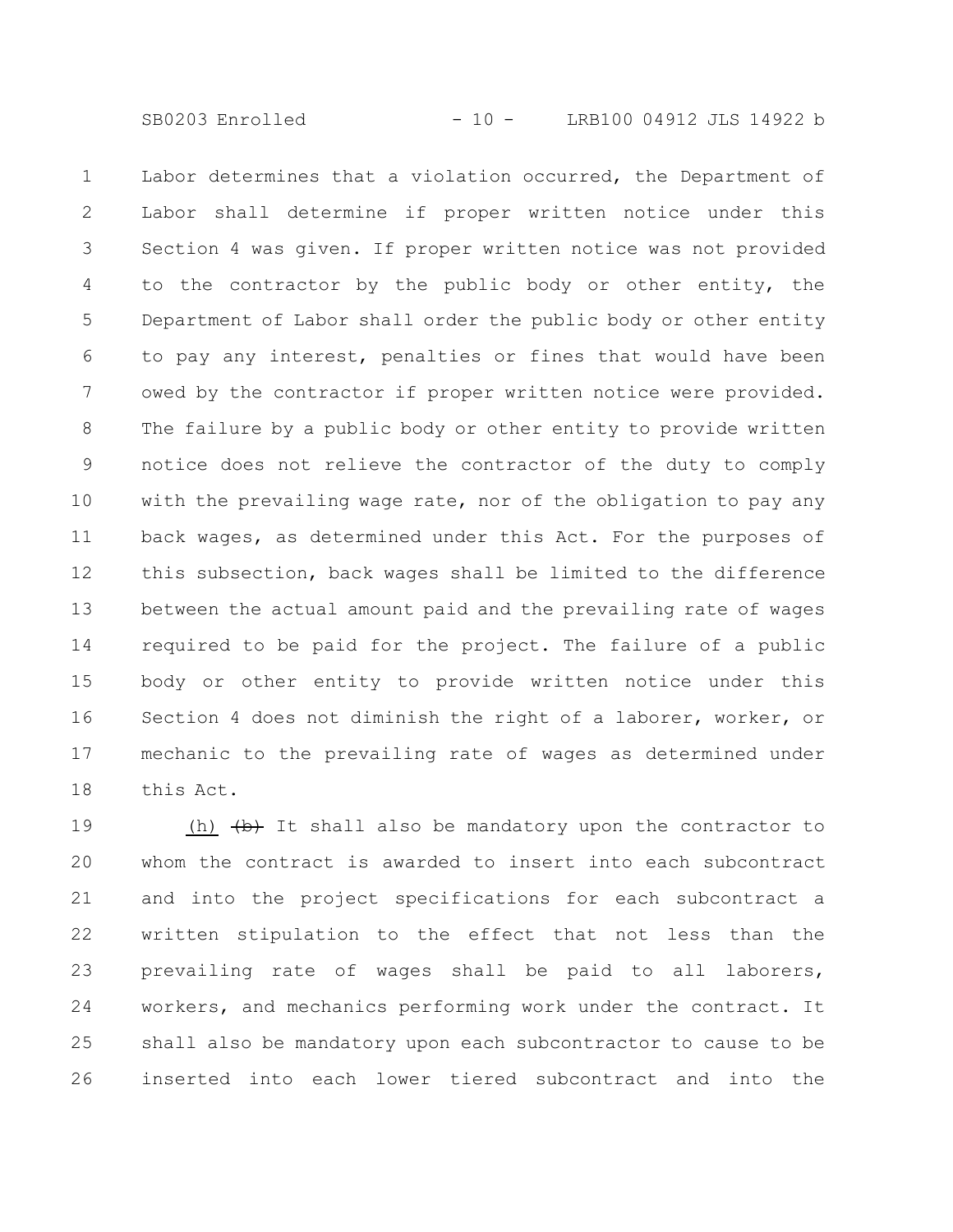Labor determines that a violation occurred, the Department of Labor shall determine if proper written notice under this Section 4 was given. If proper written notice was not provided to the contractor by the public body or other entity, the Department of Labor shall order the public body or other entity to pay any interest, penalties or fines that would have been owed by the contractor if proper written notice were provided. The failure by a public body or other entity to provide written notice does not relieve the contractor of the duty to comply with the prevailing wage rate, nor of the obligation to pay any back wages, as determined under this Act. For the purposes of this subsection, back wages shall be limited to the difference between the actual amount paid and the prevailing rate of wages required to be paid for the project. The failure of a public body or other entity to provide written notice under this Section 4 does not diminish the right of a laborer, worker, or mechanic to the prevailing rate of wages as determined under this Act.

(h) ~~(b)~~ It shall also be mandatory upon the contractor to whom the contract is awarded to insert into each subcontract and into the project specifications for each subcontract a written stipulation to the effect that not less than the prevailing rate of wages shall be paid to all laborers, workers, and mechanics performing work under the contract. It shall also be mandatory upon each subcontractor to cause to be inserted into each lower tiered subcontract and into the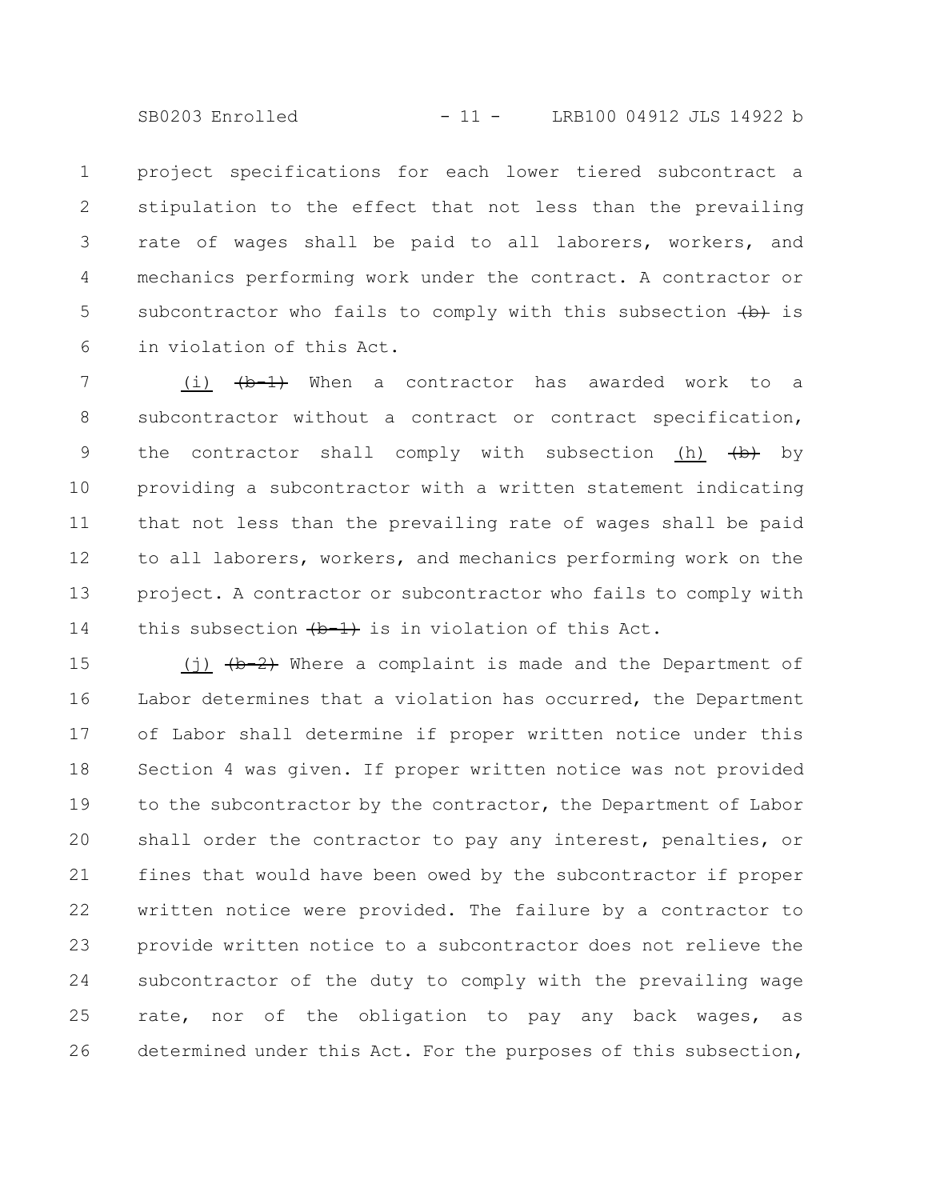project specifications for each lower tiered subcontract a stipulation to the effect that not less than the prevailing rate of wages shall be paid to all laborers, workers, and mechanics performing work under the contract. A contractor or subcontractor who fails to comply with this subsection ~~(b)~~ is in violation of this Act.

(i) ~~(b-1)~~ When a contractor has awarded work to a subcontractor without a contract or contract specification, the contractor shall comply with subsection (h) ~~(b)~~ by providing a subcontractor with a written statement indicating that not less than the prevailing rate of wages shall be paid to all laborers, workers, and mechanics performing work on the project. A contractor or subcontractor who fails to comply with this subsection ~~(b-1)~~ is in violation of this Act.

(j) ~~(b-2)~~ Where a complaint is made and the Department of Labor determines that a violation has occurred, the Department of Labor shall determine if proper written notice under this Section 4 was given. If proper written notice was not provided to the subcontractor by the contractor, the Department of Labor shall order the contractor to pay any interest, penalties, or fines that would have been owed by the subcontractor if proper written notice were provided. The failure by a contractor to provide written notice to a subcontractor does not relieve the subcontractor of the duty to comply with the prevailing wage rate, nor of the obligation to pay any back wages, as determined under this Act. For the purposes of this subsection,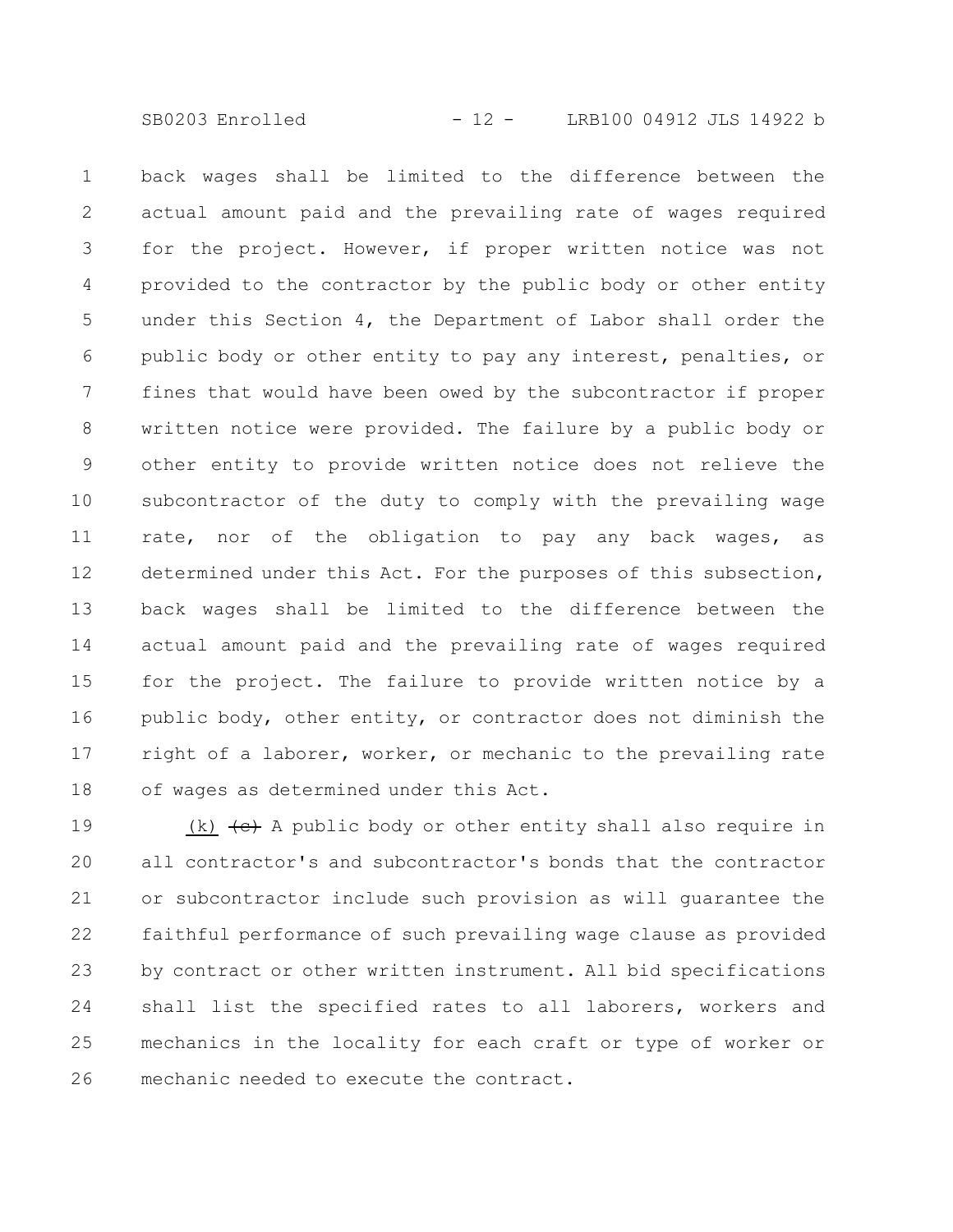back wages shall be limited to the difference between the actual amount paid and the prevailing rate of wages required for the project. However, if proper written notice was not provided to the contractor by the public body or other entity under this Section 4, the Department of Labor shall order the public body or other entity to pay any interest, penalties, or fines that would have been owed by the subcontractor if proper written notice were provided. The failure by a public body or other entity to provide written notice does not relieve the subcontractor of the duty to comply with the prevailing wage rate, nor of the obligation to pay any back wages, as determined under this Act. For the purposes of this subsection, back wages shall be limited to the difference between the actual amount paid and the prevailing rate of wages required for the project. The failure to provide written notice by a public body, other entity, or contractor does not diminish the right of a laborer, worker, or mechanic to the prevailing rate of wages as determined under this Act.

(k) ~~(c)~~ A public body or other entity shall also require in all contractor's and subcontractor's bonds that the contractor or subcontractor include such provision as will guarantee the faithful performance of such prevailing wage clause as provided by contract or other written instrument. All bid specifications shall list the specified rates to all laborers, workers and mechanics in the locality for each craft or type of worker or mechanic needed to execute the contract.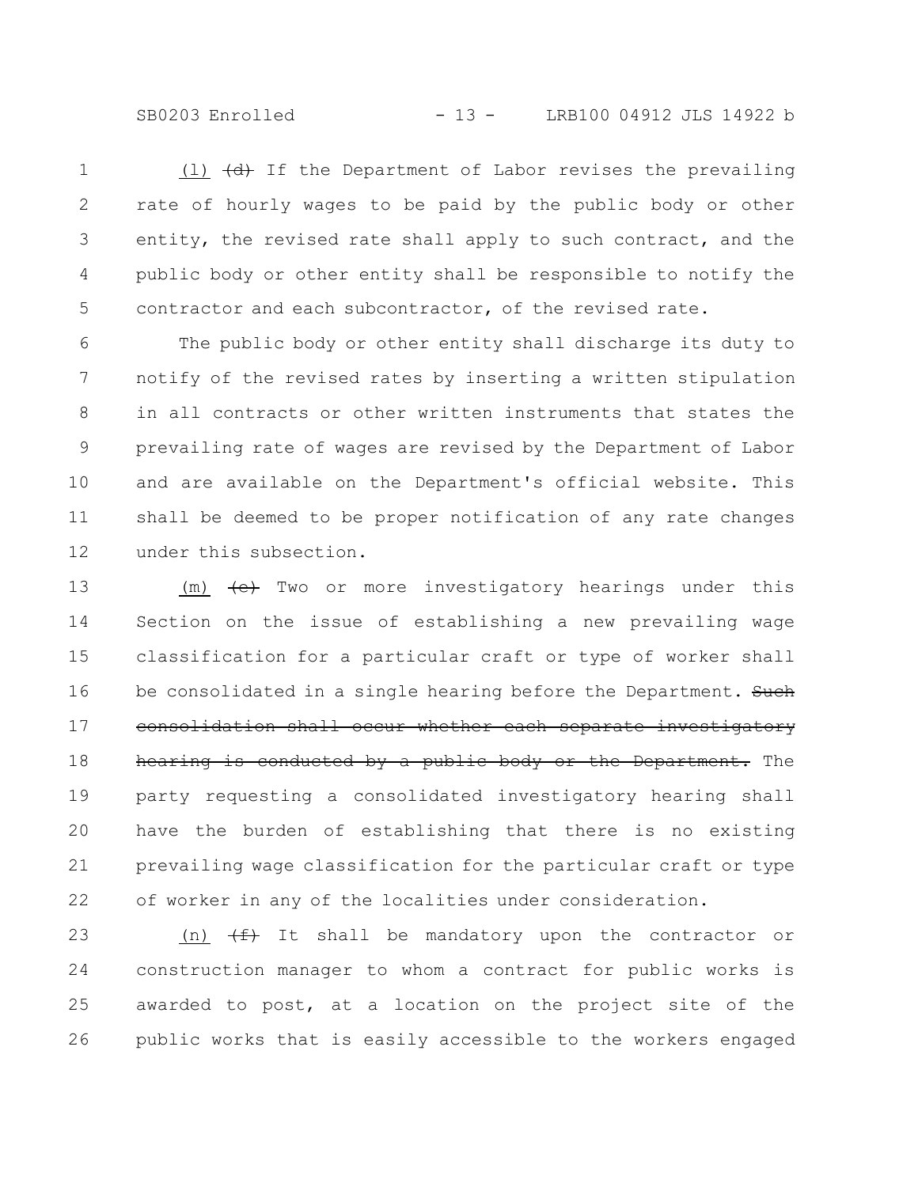(l) ~~(d)~~ If the Department of Labor revises the prevailing rate of hourly wages to be paid by the public body or other entity, the revised rate shall apply to such contract, and the public body or other entity shall be responsible to notify the contractor and each subcontractor, of the revised rate.

The public body or other entity shall discharge its duty to notify of the revised rates by inserting a written stipulation in all contracts or other written instruments that states the prevailing rate of wages are revised by the Department of Labor and are available on the Department's official website. This shall be deemed to be proper notification of any rate changes under this subsection.

(m) ~~(e)~~ Two or more investigatory hearings under this Section on the issue of establishing a new prevailing wage classification for a particular craft or type of worker shall be consolidated in a single hearing before the Department. ~~Such consolidation shall occur whether each separate investigatory hearing is conducted by a public body or the Department.~~ The party requesting a consolidated investigatory hearing shall have the burden of establishing that there is no existing prevailing wage classification for the particular craft or type of worker in any of the localities under consideration.

(n) ~~(f)~~ It shall be mandatory upon the contractor or construction manager to whom a contract for public works is awarded to post, at a location on the project site of the public works that is easily accessible to the workers engaged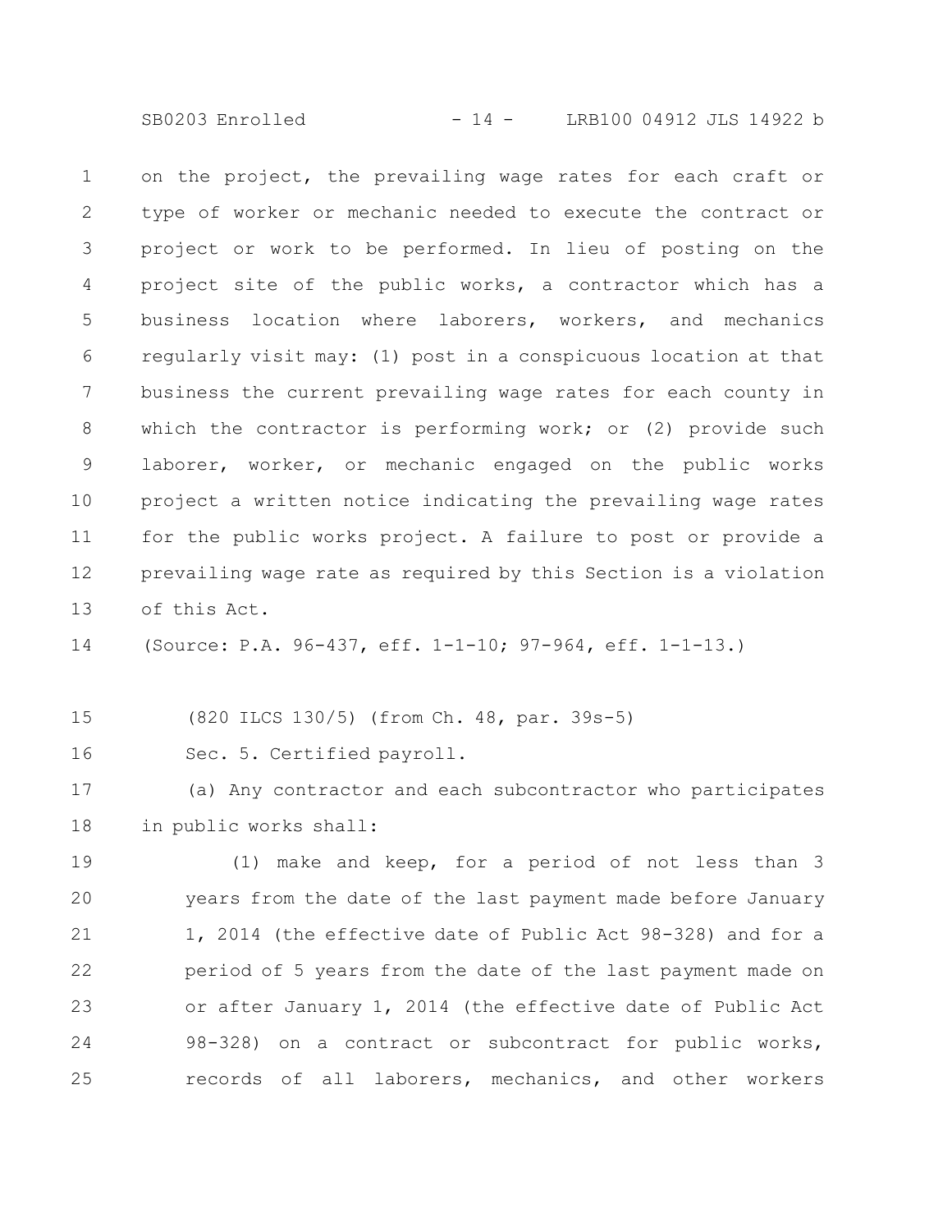on the project, the prevailing wage rates for each craft or type of worker or mechanic needed to execute the contract or project or work to be performed. In lieu of posting on the project site of the public works, a contractor which has a business location where laborers, workers, and mechanics regularly visit may: (1) post in a conspicuous location at that business the current prevailing wage rates for each county in which the contractor is performing work; or (2) provide such laborer, worker, or mechanic engaged on the public works project a written notice indicating the prevailing wage rates for the public works project. A failure to post or provide a prevailing wage rate as required by this Section is a violation of this Act.

(Source: P.A. 96-437, eff. 1-1-10; 97-964, eff. 1-1-13.)

(820 ILCS 130/5) (from Ch. 48, par. 39s-5)

Sec. 5. Certified payroll.

(a) Any contractor and each subcontractor who participates in public works shall:

(1) make and keep, for a period of not less than 3 years from the date of the last payment made before January 1, 2014 (the effective date of Public Act 98-328) and for a period of 5 years from the date of the last payment made on or after January 1, 2014 (the effective date of Public Act 98-328) on a contract or subcontract for public works, records of all laborers, mechanics, and other workers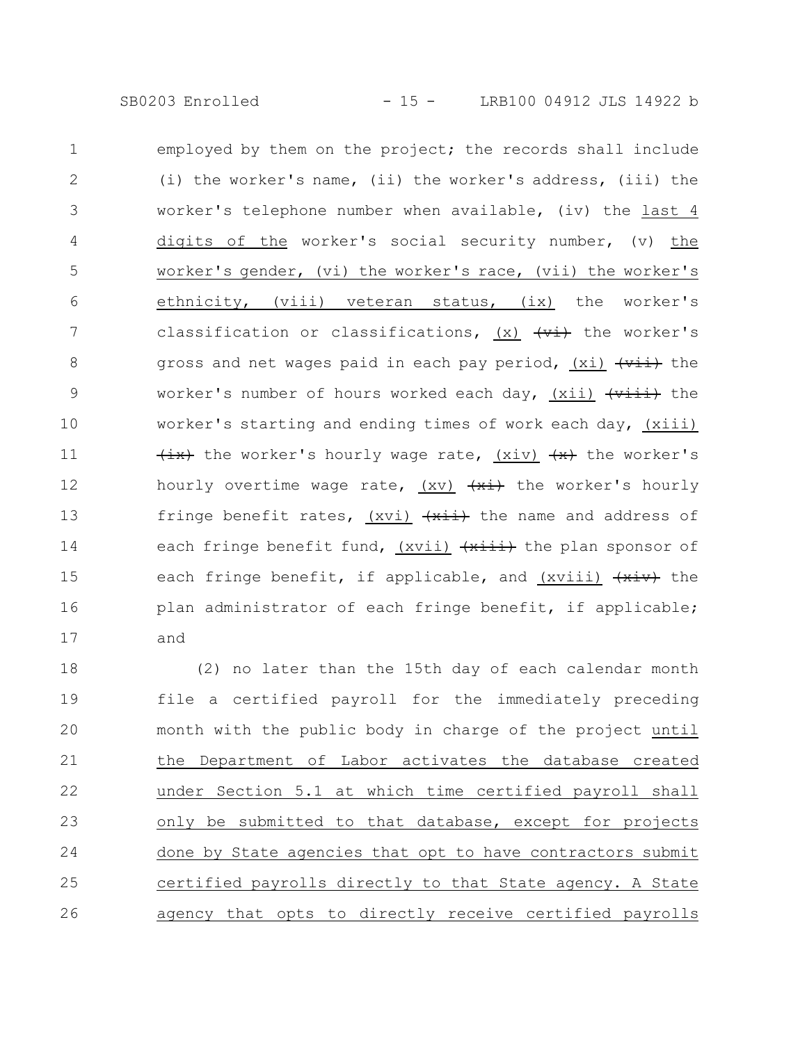employed by them on the project; the records shall include (i) the worker's name, (ii) the worker's address, (iii) the worker's telephone number when available, (iv) the last 4 digits of the worker's social security number, (v) the worker's gender, (vi) the worker's race, (vii) the worker's ethnicity, (viii) veteran status, (ix) the worker's classification or classifications, (x) ~~(vi)~~ the worker's gross and net wages paid in each pay period, (xi) ~~(vii)~~ the worker's number of hours worked each day, (xii) ~~(viii)~~ the worker's starting and ending times of work each day, (xiii) ~~(ix)~~ the worker's hourly wage rate, (xiv) ~~(x)~~ the worker's hourly overtime wage rate, (xv) ~~(xi)~~ the worker's hourly fringe benefit rates, (xvi) ~~(xii)~~ the name and address of each fringe benefit fund, (xvii) ~~(xiii)~~ the plan sponsor of each fringe benefit, if applicable, and (xviii) ~~(xiv)~~ the plan administrator of each fringe benefit, if applicable; and

(2) no later than the 15th day of each calendar month file a certified payroll for the immediately preceding month with the public body in charge of the project until the Department of Labor activates the database created under Section 5.1 at which time certified payroll shall only be submitted to that database, except for projects done by State agencies that opt to have contractors submit certified payrolls directly to that State agency. A State agency that opts to directly receive certified payrolls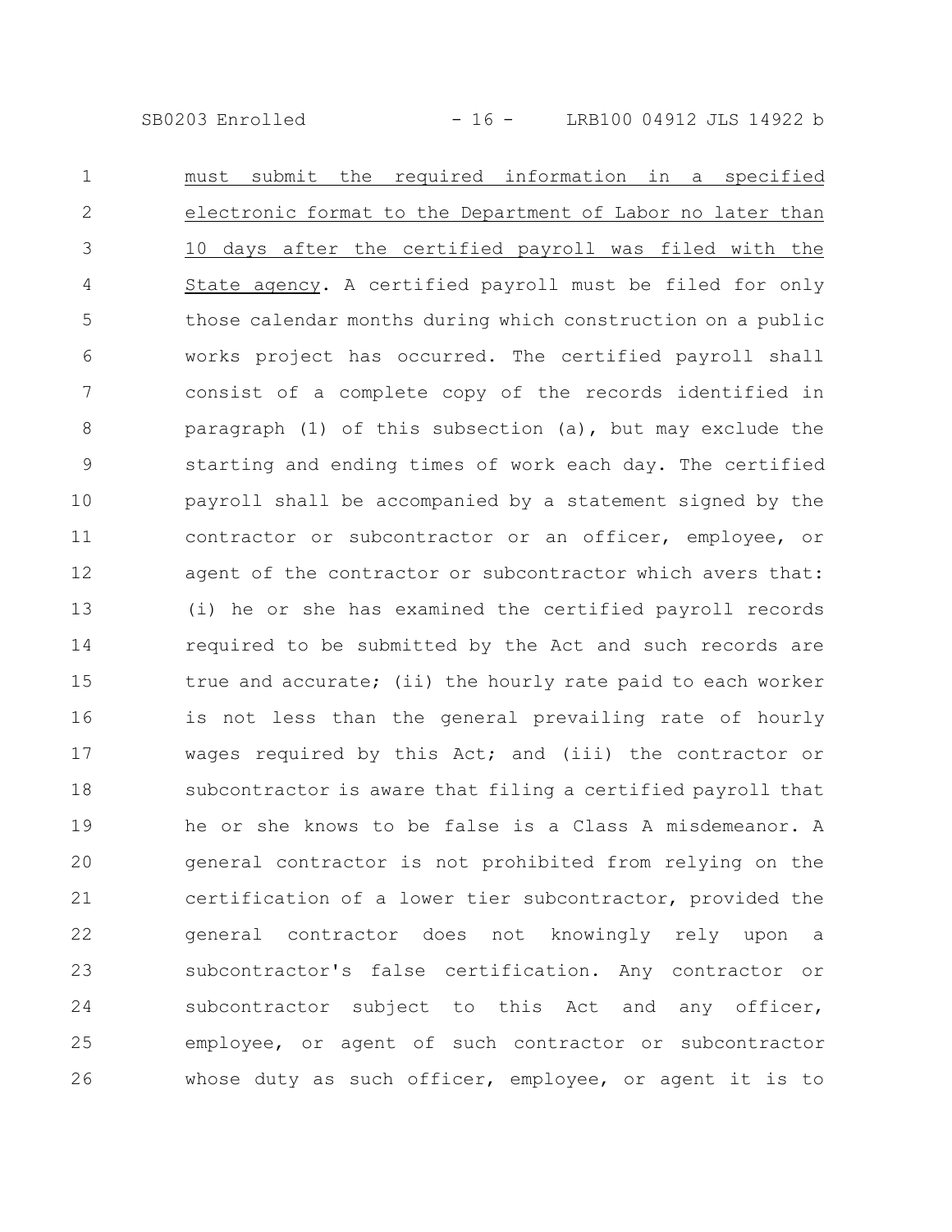must submit the required information in a specified electronic format to the Department of Labor no later than 10 days after the certified payroll was filed with the State agency. A certified payroll must be filed for only those calendar months during which construction on a public works project has occurred. The certified payroll shall consist of a complete copy of the records identified in paragraph (1) of this subsection (a), but may exclude the starting and ending times of work each day. The certified payroll shall be accompanied by a statement signed by the contractor or subcontractor or an officer, employee, or agent of the contractor or subcontractor which avers that: (i) he or she has examined the certified payroll records required to be submitted by the Act and such records are true and accurate; (ii) the hourly rate paid to each worker is not less than the general prevailing rate of hourly wages required by this Act; and (iii) the contractor or subcontractor is aware that filing a certified payroll that he or she knows to be false is a Class A misdemeanor. A general contractor is not prohibited from relying on the certification of a lower tier subcontractor, provided the general contractor does not knowingly rely upon a subcontractor's false certification. Any contractor or subcontractor subject to this Act and any officer, employee, or agent of such contractor or subcontractor whose duty as such officer, employee, or agent it is to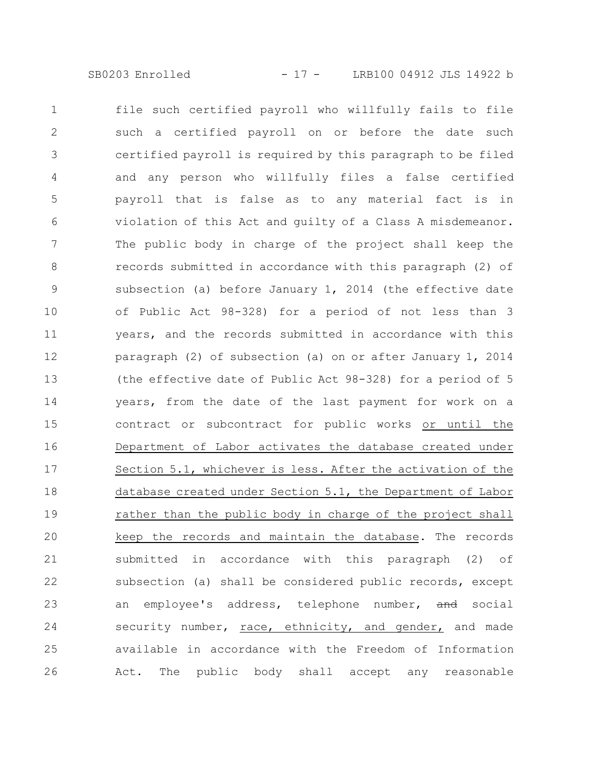file such certified payroll who willfully fails to file such a certified payroll on or before the date such certified payroll is required by this paragraph to be filed and any person who willfully files a false certified payroll that is false as to any material fact is in violation of this Act and guilty of a Class A misdemeanor. The public body in charge of the project shall keep the records submitted in accordance with this paragraph (2) of subsection (a) before January 1, 2014 (the effective date of Public Act 98-328) for a period of not less than 3 years, and the records submitted in accordance with this paragraph (2) of subsection (a) on or after January 1, 2014 (the effective date of Public Act 98-328) for a period of 5 years, from the date of the last payment for work on a contract or subcontract for public works or until the Department of Labor activates the database created under Section 5.1, whichever is less. After the activation of the database created under Section 5.1, the Department of Labor rather than the public body in charge of the project shall keep the records and maintain the database. The records submitted in accordance with this paragraph (2) of subsection (a) shall be considered public records, except an employee's address, telephone number, ~~and~~ social security number, race, ethnicity, and gender, and made available in accordance with the Freedom of Information Act. The public body shall accept any reasonable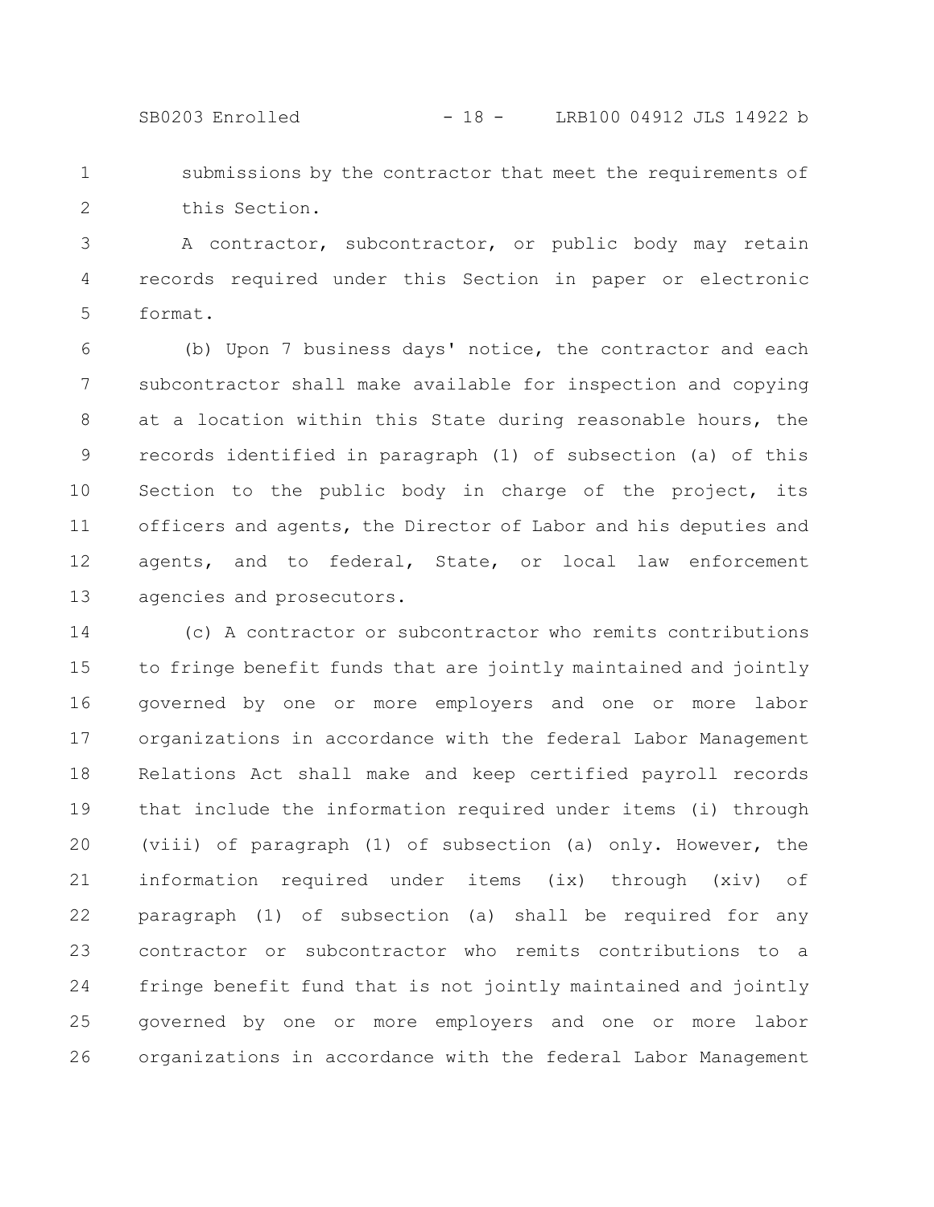submissions by the contractor that meet the requirements of this Section.

A contractor, subcontractor, or public body may retain records required under this Section in paper or electronic format.

(b) Upon 7 business days' notice, the contractor and each subcontractor shall make available for inspection and copying at a location within this State during reasonable hours, the records identified in paragraph (1) of subsection (a) of this Section to the public body in charge of the project, its officers and agents, the Director of Labor and his deputies and agents, and to federal, State, or local law enforcement agencies and prosecutors.

(c) A contractor or subcontractor who remits contributions to fringe benefit funds that are jointly maintained and jointly governed by one or more employers and one or more labor organizations in accordance with the federal Labor Management Relations Act shall make and keep certified payroll records that include the information required under items (i) through (viii) of paragraph (1) of subsection (a) only. However, the information required under items (ix) through (xiv) of paragraph (1) of subsection (a) shall be required for any contractor or subcontractor who remits contributions to a fringe benefit fund that is not jointly maintained and jointly governed by one or more employers and one or more labor organizations in accordance with the federal Labor Management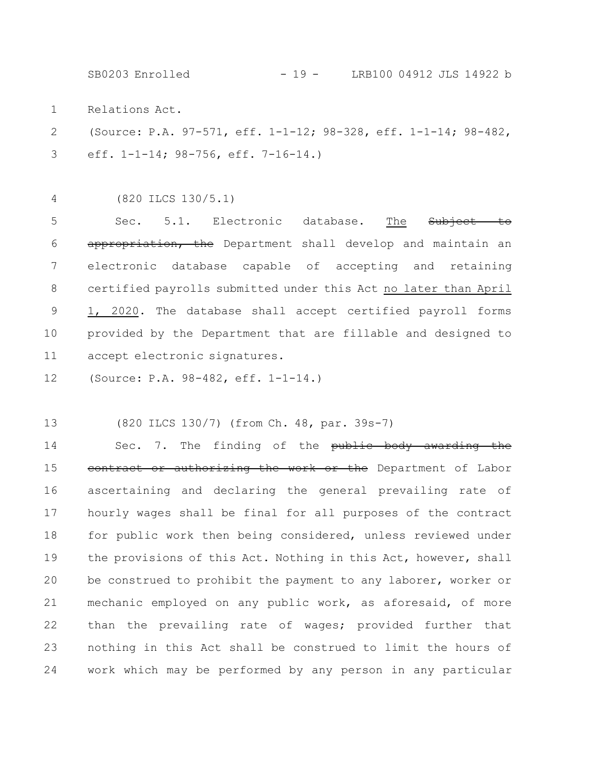Relations Act.

(Source: P.A. 97-571, eff. 1-1-12; 98-328, eff. 1-1-14; 98-482, eff. 1-1-14; 98-756, eff. 7-16-14.)

(820 ILCS 130/5.1)

Sec. 5.1. Electronic database. The ~~Subject to appropriation, the~~ Department shall develop and maintain an electronic database capable of accepting and retaining certified payrolls submitted under this Act no later than April 1, 2020. The database shall accept certified payroll forms provided by the Department that are fillable and designed to accept electronic signatures.

(Source: P.A. 98-482, eff. 1-1-14.)

(820 ILCS 130/7) (from Ch. 48, par. 39s-7)

Sec. 7. The finding of the ~~public body awarding the contract or authorizing the work or the~~ Department of Labor ascertaining and declaring the general prevailing rate of hourly wages shall be final for all purposes of the contract for public work then being considered, unless reviewed under the provisions of this Act. Nothing in this Act, however, shall be construed to prohibit the payment to any laborer, worker or mechanic employed on any public work, as aforesaid, of more than the prevailing rate of wages; provided further that nothing in this Act shall be construed to limit the hours of work which may be performed by any person in any particular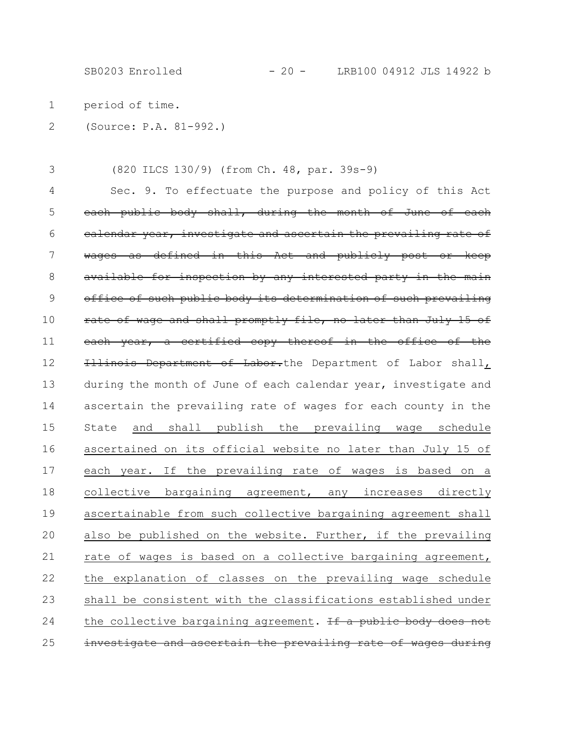period of time.

(Source: P.A. 81-992.)

(820 ILCS 130/9) (from Ch. 48, par. 39s-9)

Sec. 9. To effectuate the purpose and policy of this Act ~~each public body shall, during the month of June of each calendar year, investigate and ascertain the prevailing rate of wages as defined in this Act and publicly post or keep available for inspection by any interested party in the main office of such public body its determination of such prevailing rate of wage and shall promptly file, no later than July 15 of each year, a certified copy thereof in the office of the Illinois Department of Labor.~~ the Department of Labor shall<u>,</u> during the month of June of each calendar year, investigate and ascertain the prevailing rate of wages for each county in the State <u>and shall publish the prevailing wage schedule ascertained on its official website no later than July 15 of each year. If the prevailing rate of wages is based on a collective bargaining agreement, any increases directly ascertainable from such collective bargaining agreement shall also be published on the website. Further, if the prevailing rate of wages is based on a collective bargaining agreement, the explanation of classes on the prevailing wage schedule shall be consistent with the classifications established under the collective bargaining agreement</u>. ~~If a public body does not investigate and ascertain the prevailing rate of wages during~~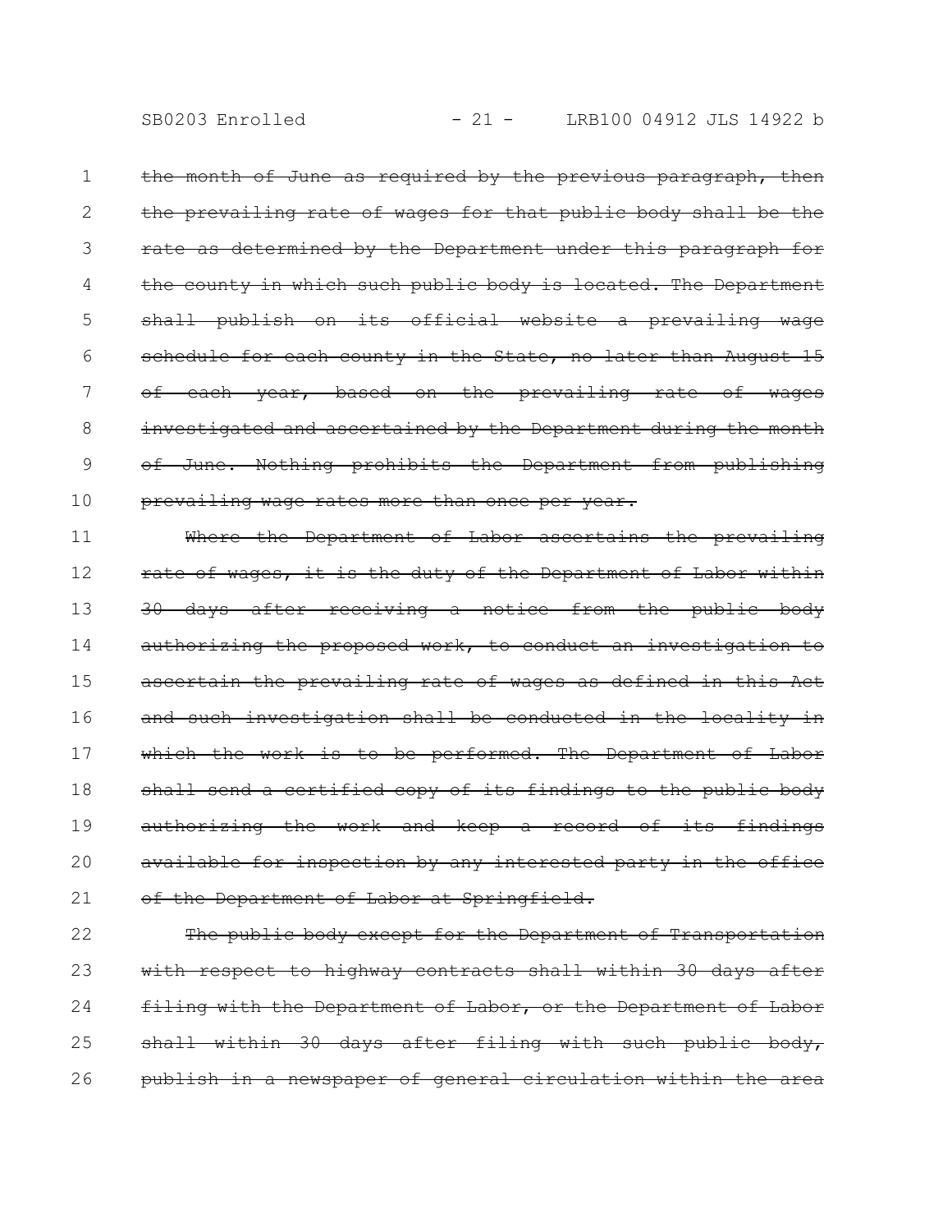~~the month of June as required by the previous paragraph, then the prevailing rate of wages for that public body shall be the rate as determined by the Department under this paragraph for the county in which such public body is located. The Department shall publish on its official website a prevailing wage schedule for each county in the State, no later than August 15 of each year, based on the prevailing rate of wages investigated and ascertained by the Department during the month of June. Nothing prohibits the Department from publishing prevailing wage rates more than once per year.~~

~~Where the Department of Labor ascertains the prevailing rate of wages, it is the duty of the Department of Labor within 30 days after receiving a notice from the public body authorizing the proposed work, to conduct an investigation to ascertain the prevailing rate of wages as defined in this Act and such investigation shall be conducted in the locality in which the work is to be performed. The Department of Labor shall send a certified copy of its findings to the public body authorizing the work and keep a record of its findings available for inspection by any interested party in the office of the Department of Labor at Springfield.~~

~~The public body except for the Department of Transportation with respect to highway contracts shall within 30 days after filing with the Department of Labor, or the Department of Labor shall within 30 days after filing with such public body, publish in a newspaper of general circulation within the area~~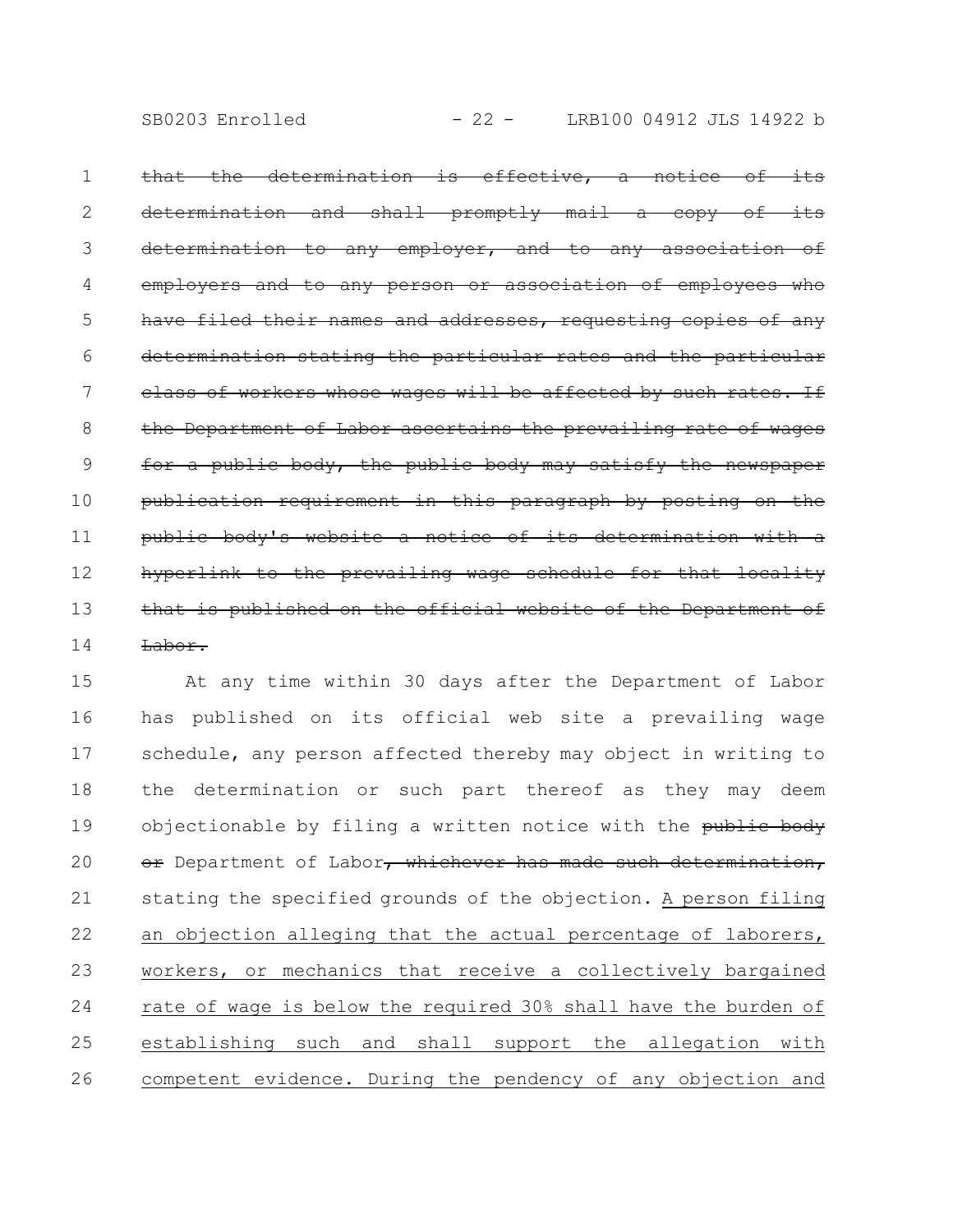~~that the determination is effective, a notice of its determination and shall promptly mail a copy of its determination to any employer, and to any association of employers and to any person or association of employees who have filed their names and addresses, requesting copies of any determination stating the particular rates and the particular class of workers whose wages will be affected by such rates. If the Department of Labor ascertains the prevailing rate of wages for a public body, the public body may satisfy the newspaper publication requirement in this paragraph by posting on the public body's website a notice of its determination with a hyperlink to the prevailing wage schedule for that locality that is published on the official website of the Department of Labor.~~

At any time within 30 days after the Department of Labor has published on its official web site a prevailing wage schedule, any person affected thereby may object in writing to the determination or such part thereof as they may deem objectionable by filing a written notice with the ~~public body or~~ Department of Labor~~, whichever has made such determination,~~ stating the specified grounds of the objection. <u>A person filing an objection alleging that the actual percentage of laborers, workers, or mechanics that receive a collectively bargained rate of wage is below the required 30% shall have the burden of establishing such and shall support the allegation with competent evidence. During the pendency of any objection and</u>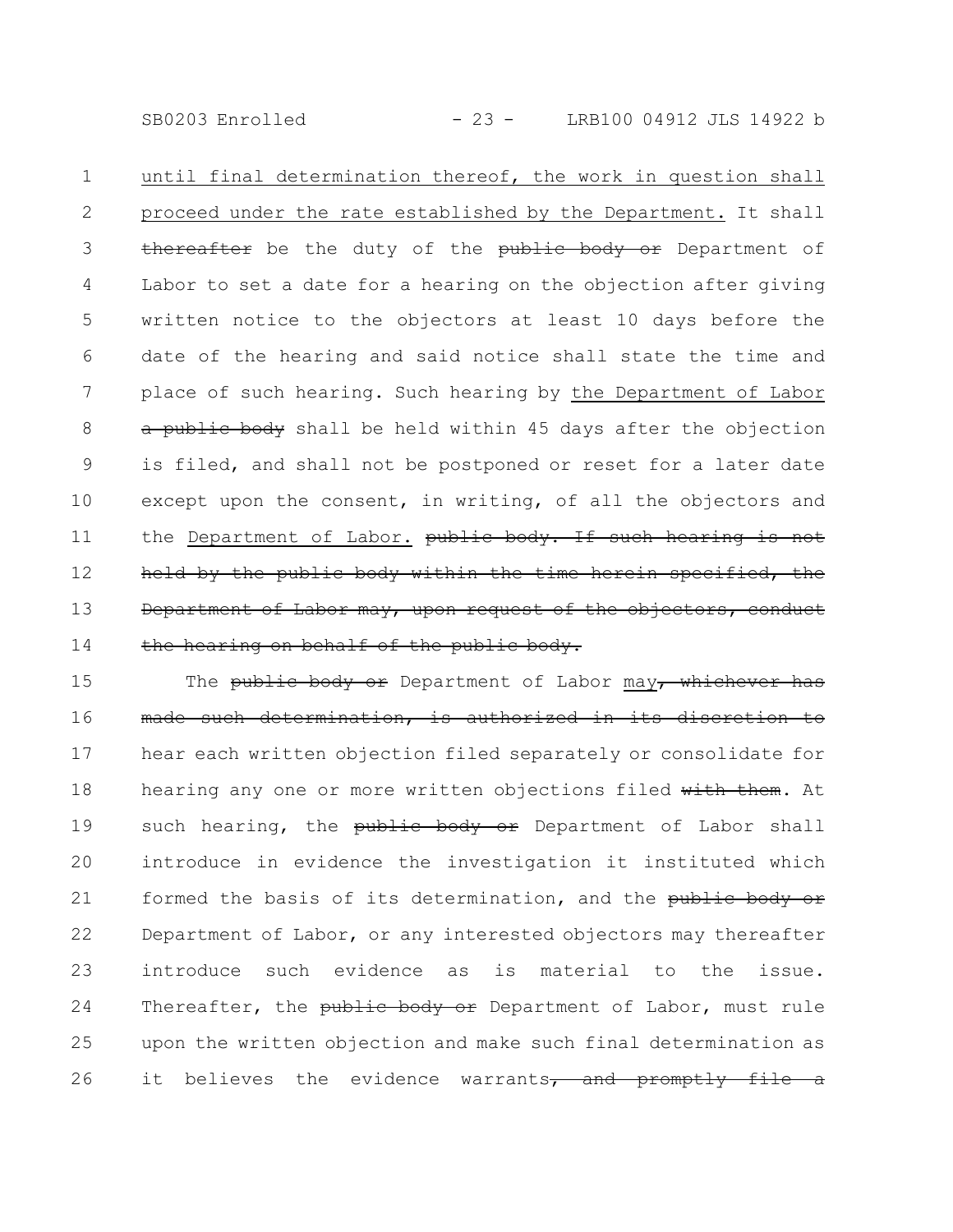until final determination thereof, the work in question shall proceed under the rate established by the Department. It shall ~~thereafter~~ be the duty of the ~~public body or~~ Department of Labor to set a date for a hearing on the objection after giving written notice to the objectors at least 10 days before the date of the hearing and said notice shall state the time and place of such hearing. Such hearing by the Department of Labor ~~a public body~~ shall be held within 45 days after the objection is filed, and shall not be postponed or reset for a later date except upon the consent, in writing, of all the objectors and the Department of Labor. ~~public body. If such hearing is not held by the public body within the time herein specified, the Department of Labor may, upon request of the objectors, conduct the hearing on behalf of the public body.~~

The ~~public body or~~ Department of Labor may~~, whichever has made such determination, is authorized in its discretion to~~ hear each written objection filed separately or consolidate for hearing any one or more written objections filed ~~with them~~. At such hearing, the ~~public body or~~ Department of Labor shall introduce in evidence the investigation it instituted which formed the basis of its determination, and the ~~public body or~~ Department of Labor, or any interested objectors may thereafter introduce such evidence as is material to the issue. Thereafter, the ~~public body or~~ Department of Labor, must rule upon the written objection and make such final determination as it believes the evidence warrants~~, and promptly file a~~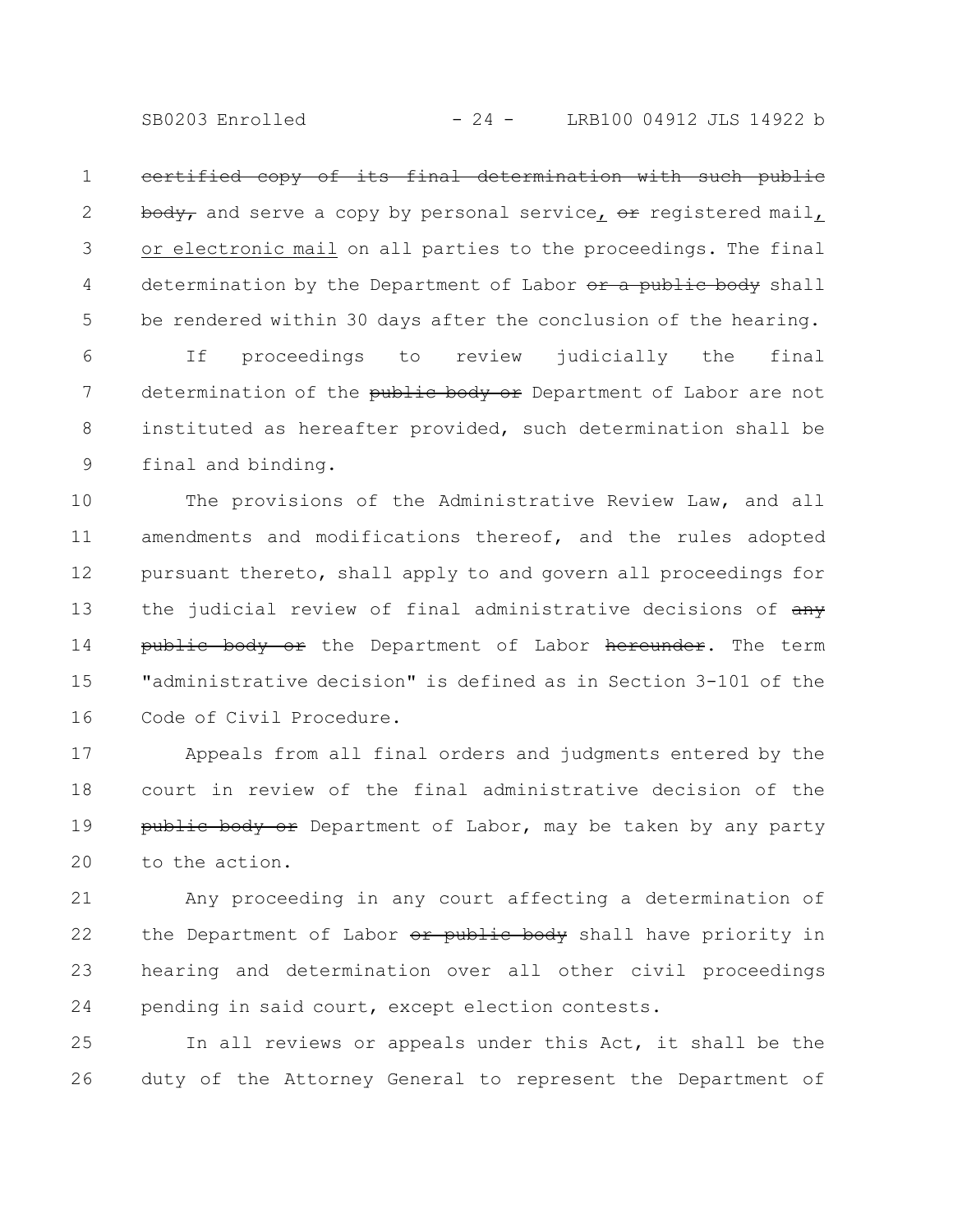~~certified copy of its final determination with such public body,~~ and serve a copy by personal service, ~~or~~ registered mail, or electronic mail on all parties to the proceedings. The final determination by the Department of Labor ~~or a public body~~ shall be rendered within 30 days after the conclusion of the hearing.

If proceedings to review judicially the final determination of the ~~public body or~~ Department of Labor are not instituted as hereafter provided, such determination shall be final and binding.

The provisions of the Administrative Review Law, and all amendments and modifications thereof, and the rules adopted pursuant thereto, shall apply to and govern all proceedings for the judicial review of final administrative decisions of ~~any public body or~~ the Department of Labor ~~hereunder~~. The term "administrative decision" is defined as in Section 3-101 of the Code of Civil Procedure.

Appeals from all final orders and judgments entered by the court in review of the final administrative decision of the ~~public body or~~ Department of Labor, may be taken by any party to the action.

Any proceeding in any court affecting a determination of the Department of Labor ~~or public body~~ shall have priority in hearing and determination over all other civil proceedings pending in said court, except election contests.

In all reviews or appeals under this Act, it shall be the duty of the Attorney General to represent the Department of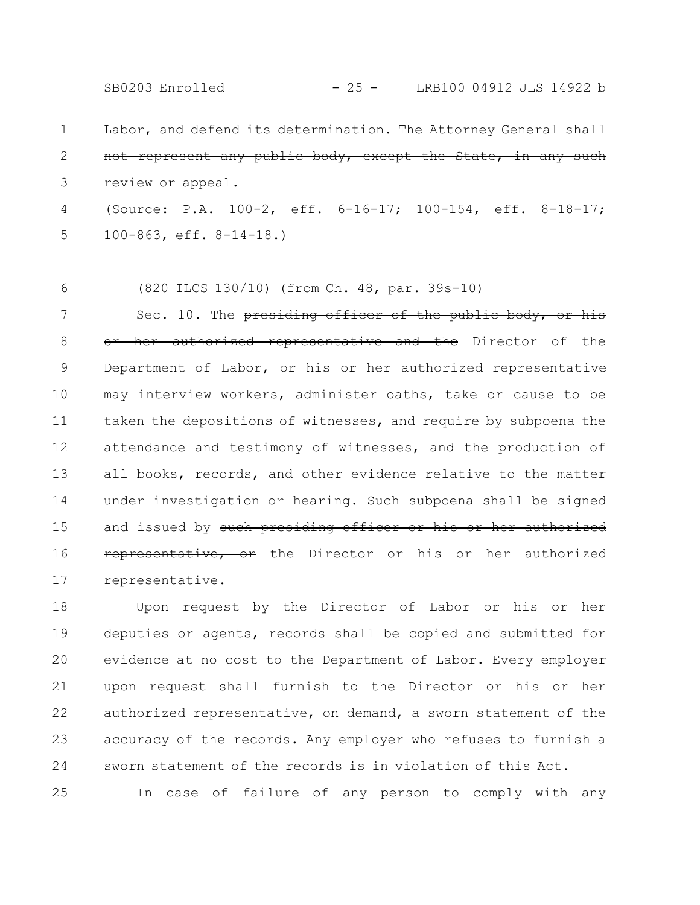Labor, and defend its determination. ~~The Attorney General shall not represent any public body, except the State, in any such review or appeal.~~

(Source: P.A. 100-2, eff. 6-16-17; 100-154, eff. 8-18-17; 100-863, eff. 8-14-18.)

(820 ILCS 130/10) (from Ch. 48, par. 39s-10)

Sec. 10. The ~~presiding officer of the public body, or his or her authorized representative and the~~ Director of the Department of Labor, or his or her authorized representative may interview workers, administer oaths, take or cause to be taken the depositions of witnesses, and require by subpoena the attendance and testimony of witnesses, and the production of all books, records, and other evidence relative to the matter under investigation or hearing. Such subpoena shall be signed and issued by ~~such presiding officer or his or her authorized representative, or~~ the Director or his or her authorized representative.

Upon request by the Director of Labor or his or her deputies or agents, records shall be copied and submitted for evidence at no cost to the Department of Labor. Every employer upon request shall furnish to the Director or his or her authorized representative, on demand, a sworn statement of the accuracy of the records. Any employer who refuses to furnish a sworn statement of the records is in violation of this Act.

In case of failure of any person to comply with any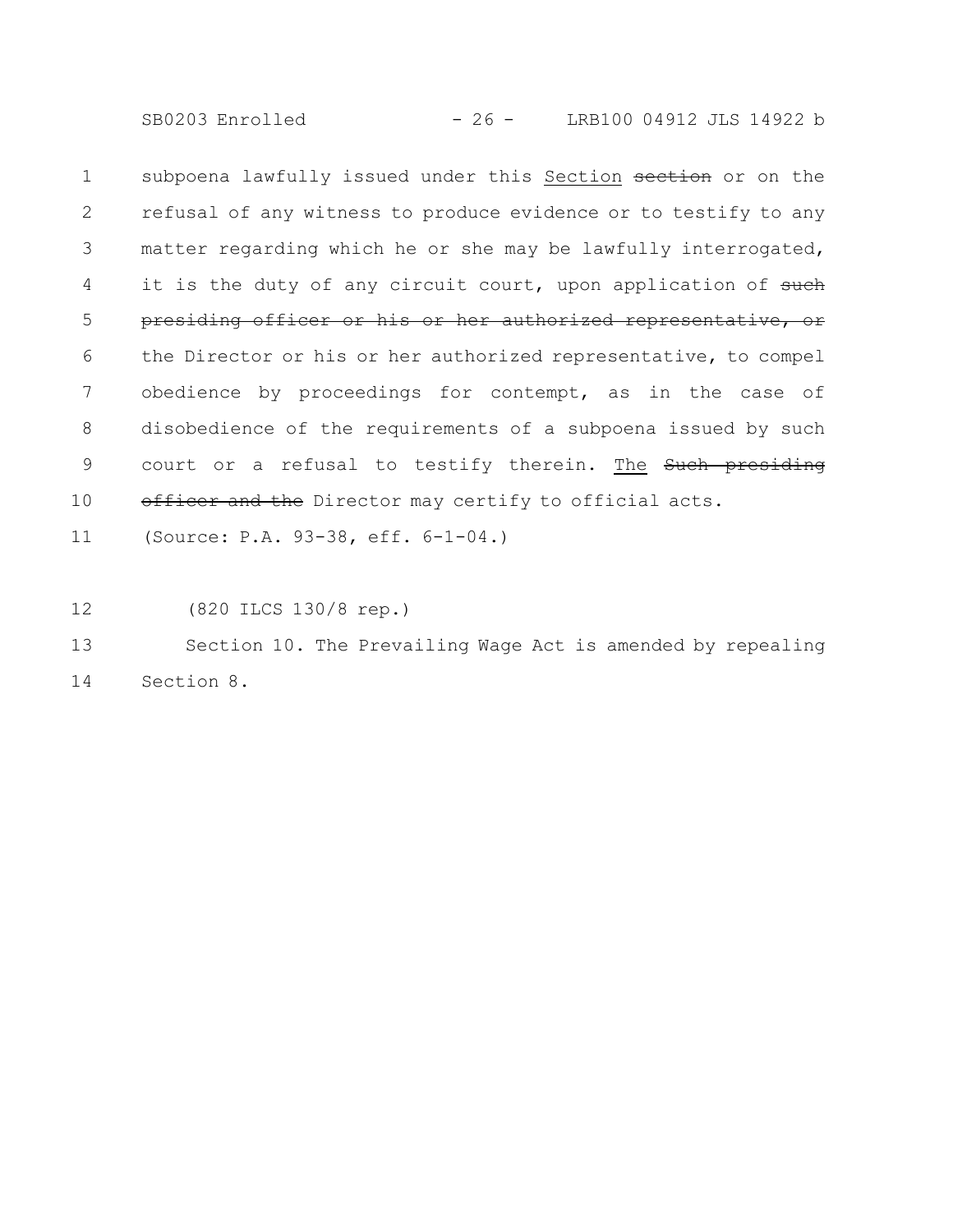subpoena lawfully issued under this <u>Section</u> ~~section~~ or on the refusal of any witness to produce evidence or to testify to any matter regarding which he or she may be lawfully interrogated, it is the duty of any circuit court, upon application of ~~such presiding officer or his or her authorized representative, or~~ the Director or his or her authorized representative, to compel obedience by proceedings for contempt, as in the case of disobedience of the requirements of a subpoena issued by such court or a refusal to testify therein. <u>The</u> ~~Such presiding officer and the~~ Director may certify to official acts.

(Source: P.A. 93-38, eff. 6-1-04.)

(820 ILCS 130/8 rep.)

Section 10. The Prevailing Wage Act is amended by repealing Section 8.